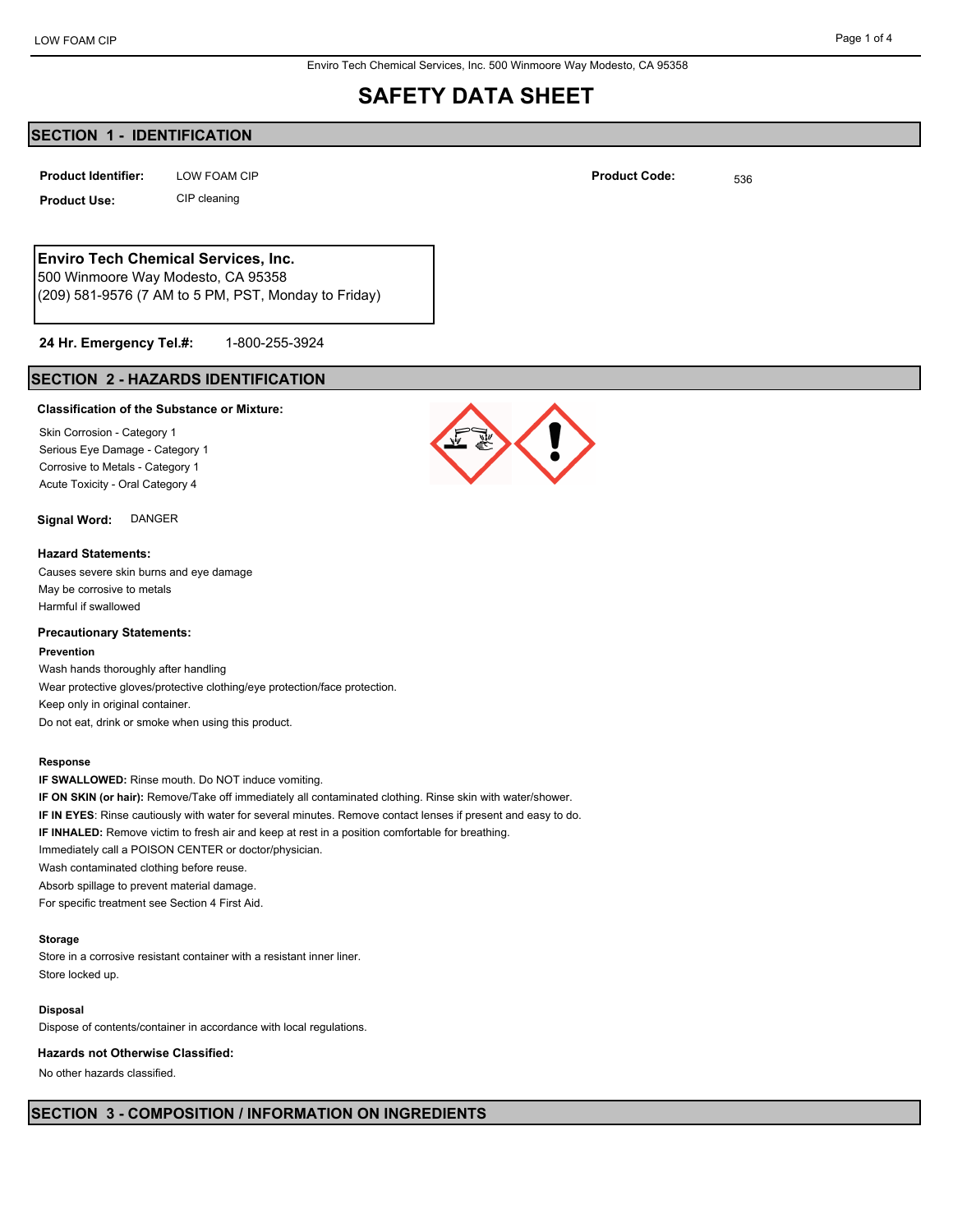Enviro Tech Chemical Services, Inc. 500 Winmoore Way Modesto, CA 95358

# SAFETY DATA SHEET

## SECTION 1 - IDENTIFICATION

**Product Identifier:** LOW FOAM CIP

**Product Code:** 536

**Product Use:** CIP cleaning

**Enviro Tech Chemical Services, Inc.**
500 Winmoore Way Modesto, CA 95358
(209) 581-9576 (7 AM to 5 PM, PST, Monday to Friday)

**24 Hr. Emergency Tel.#:** 1-800-255-3924

## SECTION 2 - HAZARDS IDENTIFICATION

**Classification of the Substance or Mixture:**

Skin Corrosion - Category 1
Serious Eye Damage - Category 1
Corrosive to Metals - Category 1
Acute Toxicity - Oral Category 4

**Signal Word:** DANGER

**Hazard Statements:**

Causes severe skin burns and eye damage
May be corrosive to metals
Harmful if swallowed

**Precautionary Statements:**

**Prevention**

Wash hands thoroughly after handling
Wear protective gloves/protective clothing/eye protection/face protection.
Keep only in original container.
Do not eat, drink or smoke when using this product.

**Response**

**IF SWALLOWED:** Rinse mouth. Do NOT induce vomiting.
**IF ON SKIN (or hair):** Remove/Take off immediately all contaminated clothing. Rinse skin with water/shower.
**IF IN EYES**: Rinse cautiously with water for several minutes. Remove contact lenses if present and easy to do.
**IF INHALED:** Remove victim to fresh air and keep at rest in a position comfortable for breathing.
Immediately call a POISON CENTER or doctor/physician.
Wash contaminated clothing before reuse.
Absorb spillage to prevent material damage.
For specific treatment see Section 4 First Aid.

**Storage**

Store in a corrosive resistant container with a resistant inner liner.
Store locked up.

**Disposal**

Dispose of contents/container in accordance with local regulations.

**Hazards not Otherwise Classified:**

No other hazards classified.

## SECTION 3 - COMPOSITION / INFORMATION ON INGREDIENTS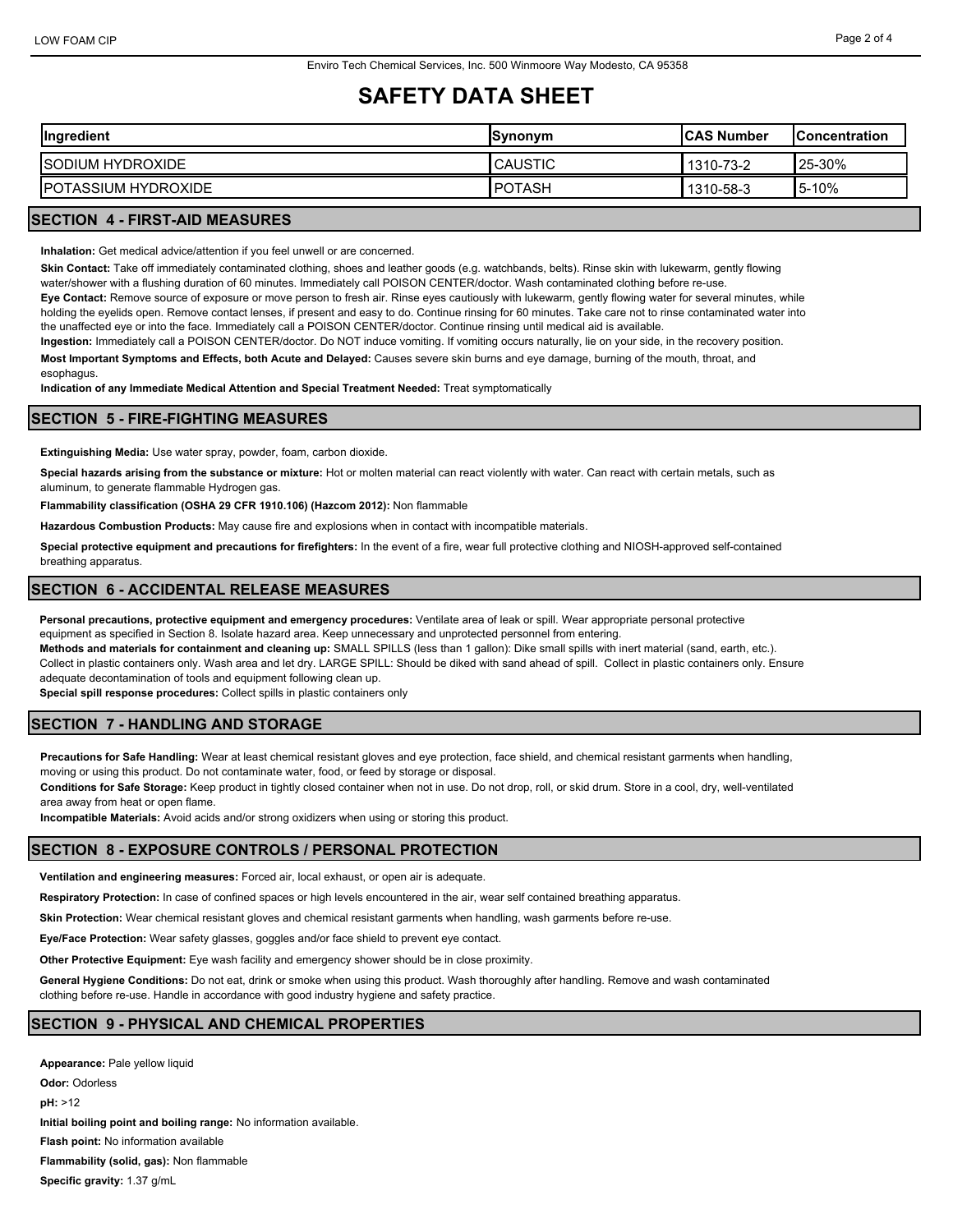# SAFETY DATA SHEET

| Ingredient | Synonym | CAS Number | Concentration |
| --- | --- | --- | --- |
| SODIUM HYDROXIDE | CAUSTIC | 1310-73-2 | 25-30% |
| POTASSIUM HYDROXIDE | POTASH | 1310-58-3 | 5-10% |

## SECTION 4 - FIRST-AID MEASURES

**Inhalation:** Get medical advice/attention if you feel unwell or are concerned.

**Skin Contact:** Take off immediately contaminated clothing, shoes and leather goods (e.g. watchbands, belts). Rinse skin with lukewarm, gently flowing water/shower with a flushing duration of 60 minutes. Immediately call POISON CENTER/doctor. Wash contaminated clothing before re-use.

**Eye Contact:** Remove source of exposure or move person to fresh air. Rinse eyes cautiously with lukewarm, gently flowing water for several minutes, while holding the eyelids open. Remove contact lenses, if present and easy to do. Continue rinsing for 60 minutes. Take care not to rinse contaminated water into the unaffected eye or into the face. Immediately call a POISON CENTER/doctor. Continue rinsing until medical aid is available.

**Ingestion:** Immediately call a POISON CENTER/doctor. Do NOT induce vomiting. If vomiting occurs naturally, lie on your side, in the recovery position.

**Most Important Symptoms and Effects, both Acute and Delayed:** Causes severe skin burns and eye damage, burning of the mouth, throat, and esophagus.

**Indication of any Immediate Medical Attention and Special Treatment Needed:** Treat symptomatically

## SECTION 5 - FIRE-FIGHTING MEASURES

**Extinguishing Media:** Use water spray, powder, foam, carbon dioxide.

**Special hazards arising from the substance or mixture:** Hot or molten material can react violently with water. Can react with certain metals, such as aluminum, to generate flammable Hydrogen gas.

**Flammability classification (OSHA 29 CFR 1910.106) (Hazcom 2012):** Non flammable

**Hazardous Combustion Products:** May cause fire and explosions when in contact with incompatible materials.

**Special protective equipment and precautions for firefighters:** In the event of a fire, wear full protective clothing and NIOSH-approved self-contained breathing apparatus.

## SECTION 6 - ACCIDENTAL RELEASE MEASURES

**Personal precautions, protective equipment and emergency procedures:** Ventilate area of leak or spill. Wear appropriate personal protective equipment as specified in Section 8. Isolate hazard area. Keep unnecessary and unprotected personnel from entering.

**Methods and materials for containment and cleaning up:** SMALL SPILLS (less than 1 gallon): Dike small spills with inert material (sand, earth, etc.). Collect in plastic containers only. Wash area and let dry. LARGE SPILL: Should be diked with sand ahead of spill. Collect in plastic containers only. Ensure adequate decontamination of tools and equipment following clean up.

**Special spill response procedures:** Collect spills in plastic containers only

## SECTION 7 - HANDLING AND STORAGE

**Precautions for Safe Handling:** Wear at least chemical resistant gloves and eye protection, face shield, and chemical resistant garments when handling, moving or using this product. Do not contaminate water, food, or feed by storage or disposal.

**Conditions for Safe Storage:** Keep product in tightly closed container when not in use. Do not drop, roll, or skid drum. Store in a cool, dry, well-ventilated area away from heat or open flame.

**Incompatible Materials:** Avoid acids and/or strong oxidizers when using or storing this product.

## SECTION 8 - EXPOSURE CONTROLS / PERSONAL PROTECTION

**Ventilation and engineering measures:** Forced air, local exhaust, or open air is adequate.

**Respiratory Protection:** In case of confined spaces or high levels encountered in the air, wear self contained breathing apparatus.

**Skin Protection:** Wear chemical resistant gloves and chemical resistant garments when handling, wash garments before re-use.

**Eye/Face Protection:** Wear safety glasses, goggles and/or face shield to prevent eye contact.

**Other Protective Equipment:** Eye wash facility and emergency shower should be in close proximity.

**General Hygiene Conditions:** Do not eat, drink or smoke when using this product. Wash thoroughly after handling. Remove and wash contaminated clothing before re-use. Handle in accordance with good industry hygiene and safety practice.

## SECTION 9 - PHYSICAL AND CHEMICAL PROPERTIES

**Appearance:** Pale yellow liquid

**Odor:** Odorless

**pH:** >12

**Initial boiling point and boiling range:** No information available.

**Flash point:** No information available

**Flammability (solid, gas):** Non flammable

**Specific gravity:** 1.37 g/mL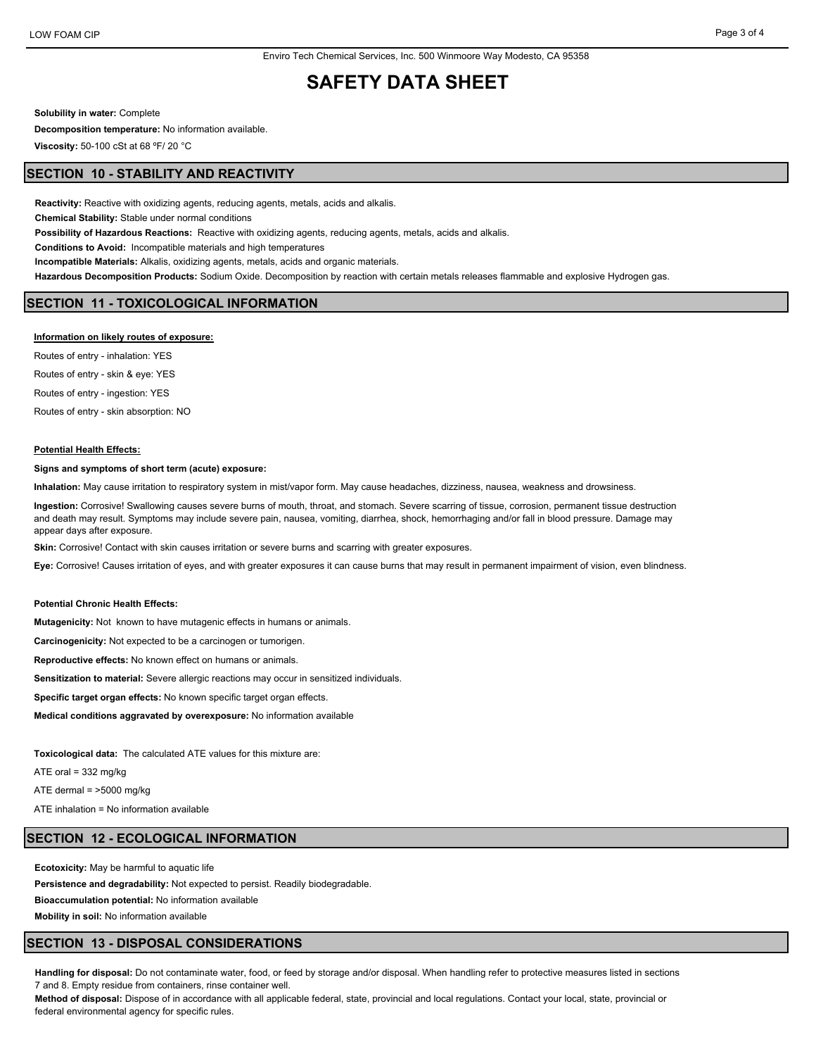**Solubility in water:** Complete

**Decomposition temperature:** No information available.

**Viscosity:** 50-100 cSt at 68 ºF/ 20 °C

## SECTION 10 - STABILITY AND REACTIVITY

**Reactivity:** Reactive with oxidizing agents, reducing agents, metals, acids and alkalis.

**Chemical Stability:** Stable under normal conditions

**Possibility of Hazardous Reactions:** Reactive with oxidizing agents, reducing agents, metals, acids and alkalis.

**Conditions to Avoid:** Incompatible materials and high temperatures

**Incompatible Materials:** Alkalis, oxidizing agents, metals, acids and organic materials.

**Hazardous Decomposition Products:** Sodium Oxide. Decomposition by reaction with certain metals releases flammable and explosive Hydrogen gas.

## SECTION 11 - TOXICOLOGICAL INFORMATION

**Information on likely routes of exposure:**

Routes of entry - inhalation: YES

Routes of entry - skin & eye: YES

Routes of entry - ingestion: YES

Routes of entry - skin absorption: NO

**Potential Health Effects:**

**Signs and symptoms of short term (acute) exposure:**

**Inhalation:** May cause irritation to respiratory system in mist/vapor form. May cause headaches, dizziness, nausea, weakness and drowsiness.

**Ingestion:** Corrosive! Swallowing causes severe burns of mouth, throat, and stomach. Severe scarring of tissue, corrosion, permanent tissue destruction and death may result. Symptoms may include severe pain, nausea, vomiting, diarrhea, shock, hemorrhaging and/or fall in blood pressure. Damage may appear days after exposure.

**Skin:** Corrosive! Contact with skin causes irritation or severe burns and scarring with greater exposures.

**Eye:** Corrosive! Causes irritation of eyes, and with greater exposures it can cause burns that may result in permanent impairment of vision, even blindness.

**Potential Chronic Health Effects:**

**Mutagenicity:** Not known to have mutagenic effects in humans or animals.

**Carcinogenicity:** Not expected to be a carcinogen or tumorigen.

**Reproductive effects:** No known effect on humans or animals.

**Sensitization to material:** Severe allergic reactions may occur in sensitized individuals.

**Specific target organ effects:** No known specific target organ effects.

**Medical conditions aggravated by overexposure:** No information available

**Toxicological data:** The calculated ATE values for this mixture are:

ATE oral = 332 mg/kg

ATE dermal = >5000 mg/kg

ATE inhalation = No information available

## SECTION 12 - ECOLOGICAL INFORMATION

**Ecotoxicity:** May be harmful to aquatic life

**Persistence and degradability:** Not expected to persist. Readily biodegradable.

**Bioaccumulation potential:** No information available

**Mobility in soil:** No information available

## SECTION 13 - DISPOSAL CONSIDERATIONS

**Handling for disposal:** Do not contaminate water, food, or feed by storage and/or disposal. When handling refer to protective measures listed in sections 7 and 8. Empty residue from containers, rinse container well.

**Method of disposal:** Dispose of in accordance with all applicable federal, state, provincial and local regulations. Contact your local, state, provincial or federal environmental agency for specific rules.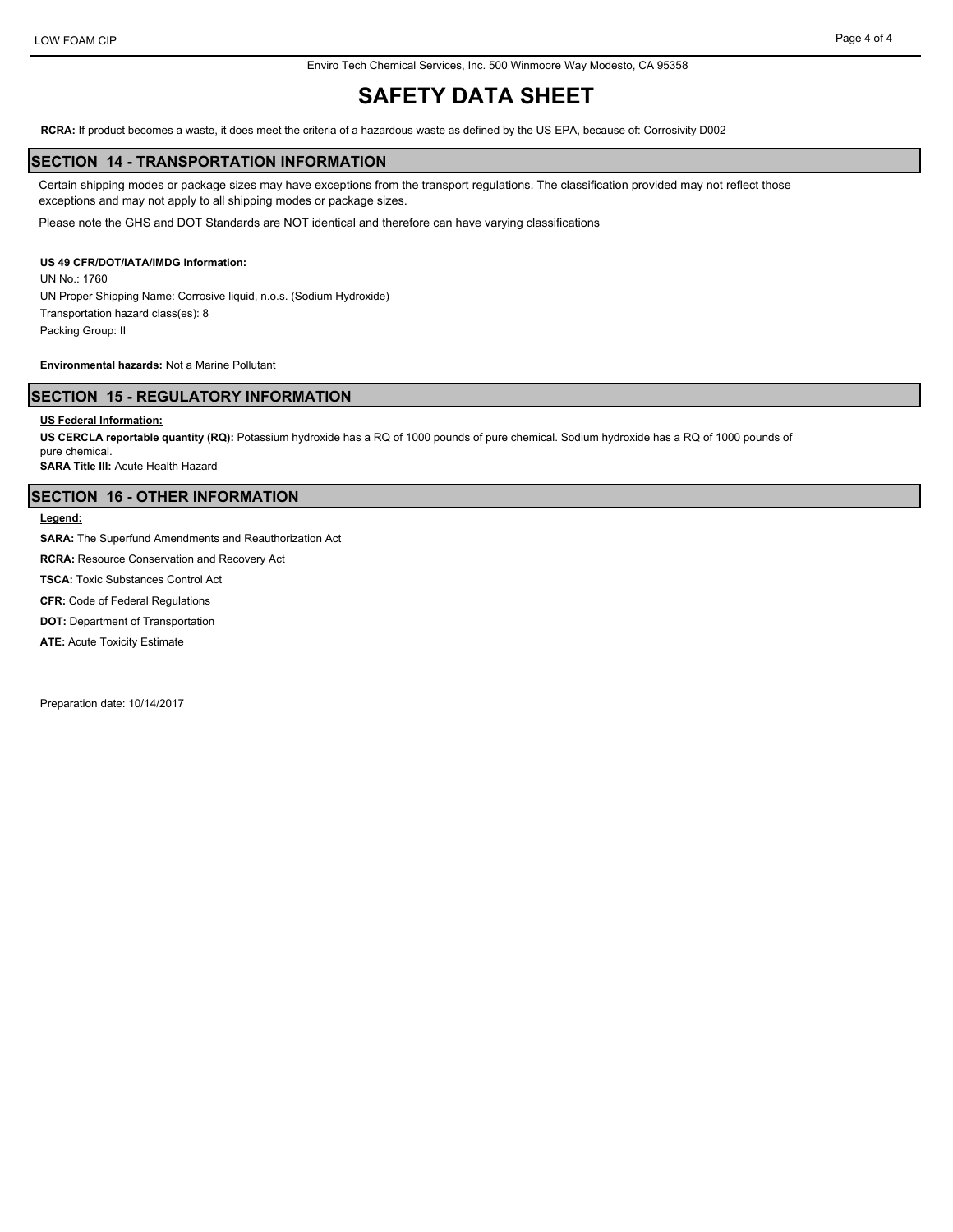**RCRA:** If product becomes a waste, it does meet the criteria of a hazardous waste as defined by the US EPA, because of: Corrosivity D002

## SECTION 14 - TRANSPORTATION INFORMATION

Certain shipping modes or package sizes may have exceptions from the transport regulations. The classification provided may not reflect those exceptions and may not apply to all shipping modes or package sizes.

Please note the GHS and DOT Standards are NOT identical and therefore can have varying classifications

**US 49 CFR/DOT/IATA/IMDG Information:**

UN No.: 1760

UN Proper Shipping Name: Corrosive liquid, n.o.s. (Sodium Hydroxide)

Transportation hazard class(es): 8

Packing Group: II

**Environmental hazards:** Not a Marine Pollutant

## SECTION 15 - REGULATORY INFORMATION

**US Federal Information:**

**US CERCLA reportable quantity (RQ):** Potassium hydroxide has a RQ of 1000 pounds of pure chemical. Sodium hydroxide has a RQ of 1000 pounds of pure chemical.

**SARA Title III:** Acute Health Hazard

## SECTION 16 - OTHER INFORMATION

**Legend:**

**SARA:** The Superfund Amendments and Reauthorization Act

**RCRA:** Resource Conservation and Recovery Act

**TSCA:** Toxic Substances Control Act

**CFR:** Code of Federal Regulations

**DOT:** Department of Transportation

**ATE:** Acute Toxicity Estimate

Preparation date: 10/14/2017